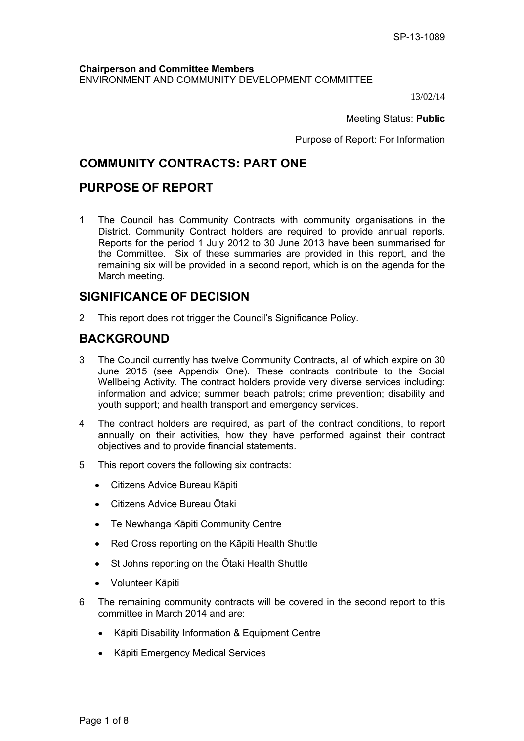SP-13-1089

**Chairperson and Committee Members**
ENVIRONMENT AND COMMUNITY DEVELOPMENT COMMITTEE

13/02/14

Meeting Status: **Public**

Purpose of Report: For Information

## COMMUNITY CONTRACTS: PART ONE

## PURPOSE OF REPORT

1 The Council has Community Contracts with community organisations in the District. Community Contract holders are required to provide annual reports. Reports for the period 1 July 2012 to 30 June 2013 have been summarised for the Committee. Six of these summaries are provided in this report, and the remaining six will be provided in a second report, which is on the agenda for the March meeting.

## SIGNIFICANCE OF DECISION

2 This report does not trigger the Council's Significance Policy.

## BACKGROUND

3 The Council currently has twelve Community Contracts, all of which expire on 30 June 2015 (see Appendix One). These contracts contribute to the Social Wellbeing Activity. The contract holders provide very diverse services including: information and advice; summer beach patrols; crime prevention; disability and youth support; and health transport and emergency services.

4 The contract holders are required, as part of the contract conditions, to report annually on their activities, how they have performed against their contract objectives and to provide financial statements.

5 This report covers the following six contracts:

- Citizens Advice Bureau Kāpiti
- Citizens Advice Bureau Ōtaki
- Te Newhanga Kāpiti Community Centre
- Red Cross reporting on the Kāpiti Health Shuttle
- St Johns reporting on the Ōtaki Health Shuttle
- Volunteer Kāpiti

6 The remaining community contracts will be covered in the second report to this committee in March 2014 and are:

- Kāpiti Disability Information & Equipment Centre
- Kāpiti Emergency Medical Services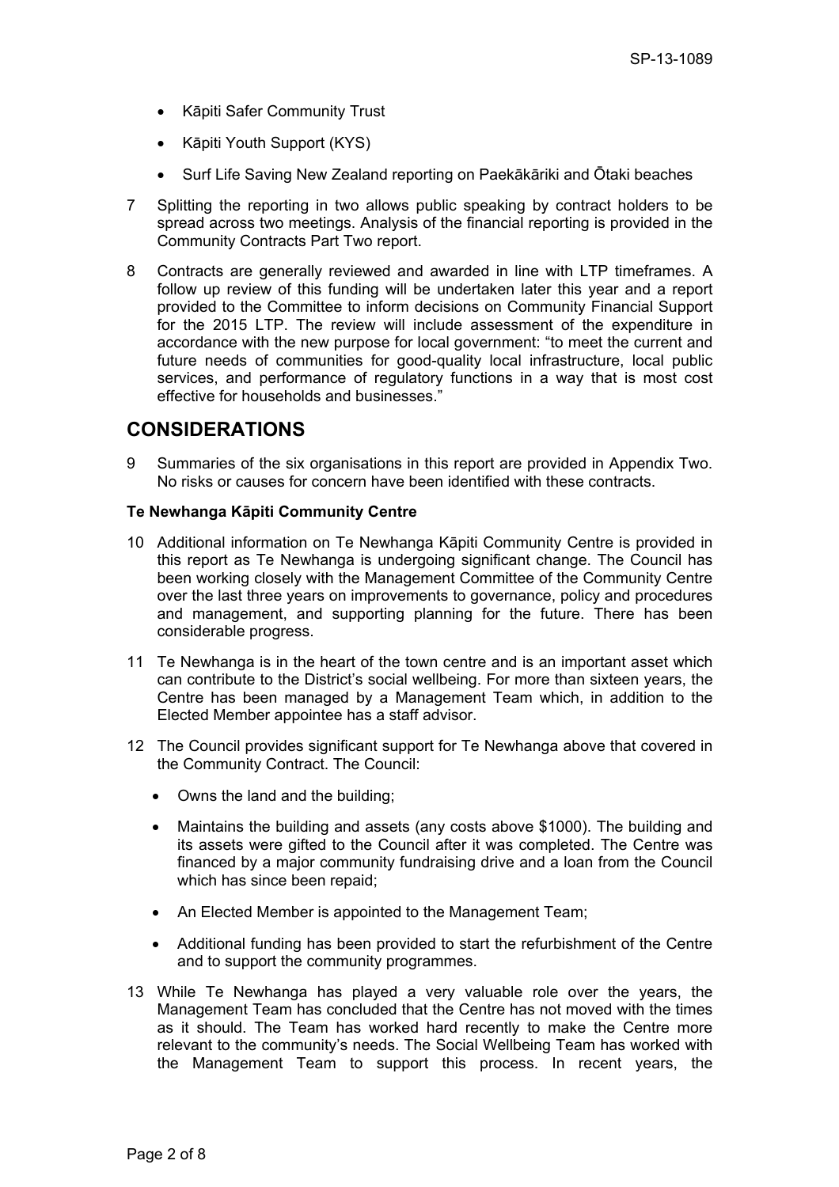- Kāpiti Safer Community Trust
- Kāpiti Youth Support (KYS)
- Surf Life Saving New Zealand reporting on Paekākāriki and Ōtaki beaches

7 Splitting the reporting in two allows public speaking by contract holders to be spread across two meetings. Analysis of the financial reporting is provided in the Community Contracts Part Two report.

8 Contracts are generally reviewed and awarded in line with LTP timeframes. A follow up review of this funding will be undertaken later this year and a report provided to the Committee to inform decisions on Community Financial Support for the 2015 LTP. The review will include assessment of the expenditure in accordance with the new purpose for local government: "to meet the current and future needs of communities for good-quality local infrastructure, local public services, and performance of regulatory functions in a way that is most cost effective for households and businesses."

## CONSIDERATIONS

9 Summaries of the six organisations in this report are provided in Appendix Two. No risks or causes for concern have been identified with these contracts.

**Te Newhanga Kāpiti Community Centre**

10 Additional information on Te Newhanga Kāpiti Community Centre is provided in this report as Te Newhanga is undergoing significant change. The Council has been working closely with the Management Committee of the Community Centre over the last three years on improvements to governance, policy and procedures and management, and supporting planning for the future. There has been considerable progress.

11 Te Newhanga is in the heart of the town centre and is an important asset which can contribute to the District's social wellbeing. For more than sixteen years, the Centre has been managed by a Management Team which, in addition to the Elected Member appointee has a staff advisor.

12 The Council provides significant support for Te Newhanga above that covered in the Community Contract. The Council:

- Owns the land and the building;
- Maintains the building and assets (any costs above $1000). The building and its assets were gifted to the Council after it was completed. The Centre was financed by a major community fundraising drive and a loan from the Council which has since been repaid;
- An Elected Member is appointed to the Management Team;
- Additional funding has been provided to start the refurbishment of the Centre and to support the community programmes.

13 While Te Newhanga has played a very valuable role over the years, the Management Team has concluded that the Centre has not moved with the times as it should. The Team has worked hard recently to make the Centre more relevant to the community's needs. The Social Wellbeing Team has worked with the Management Team to support this process. In recent years, the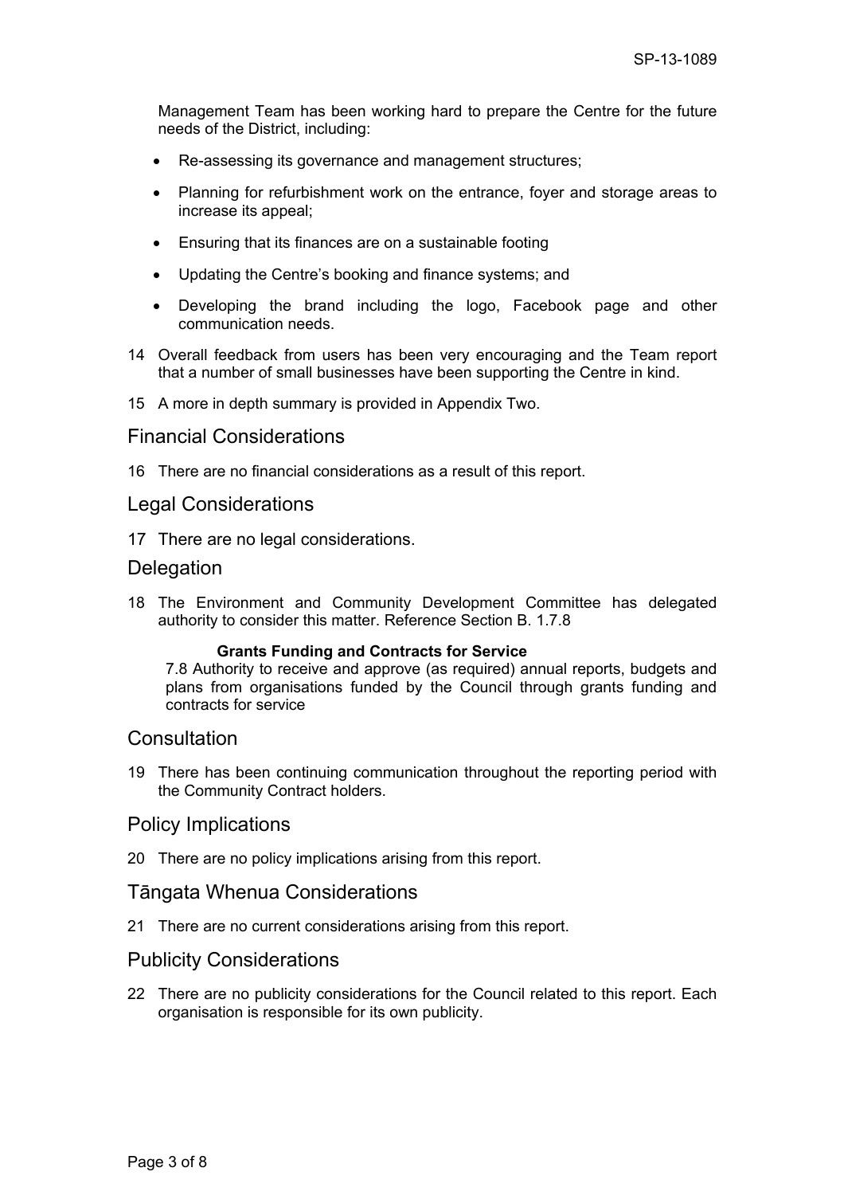Management Team has been working hard to prepare the Centre for the future needs of the District, including:

- Re-assessing its governance and management structures;
- Planning for refurbishment work on the entrance, foyer and storage areas to increase its appeal;
- Ensuring that its finances are on a sustainable footing
- Updating the Centre's booking and finance systems; and
- Developing the brand including the logo, Facebook page and other communication needs.

14 Overall feedback from users has been very encouraging and the Team report that a number of small businesses have been supporting the Centre in kind.

15 A more in depth summary is provided in Appendix Two.

## Financial Considerations

16 There are no financial considerations as a result of this report.

## Legal Considerations

17 There are no legal considerations.

## Delegation

18 The Environment and Community Development Committee has delegated authority to consider this matter. Reference Section B. 1.7.8

**Grants Funding and Contracts for Service**
7.8 Authority to receive and approve (as required) annual reports, budgets and plans from organisations funded by the Council through grants funding and contracts for service

## Consultation

19 There has been continuing communication throughout the reporting period with the Community Contract holders.

## Policy Implications

20 There are no policy implications arising from this report.

## Tāngata Whenua Considerations

21 There are no current considerations arising from this report.

## Publicity Considerations

22 There are no publicity considerations for the Council related to this report. Each organisation is responsible for its own publicity.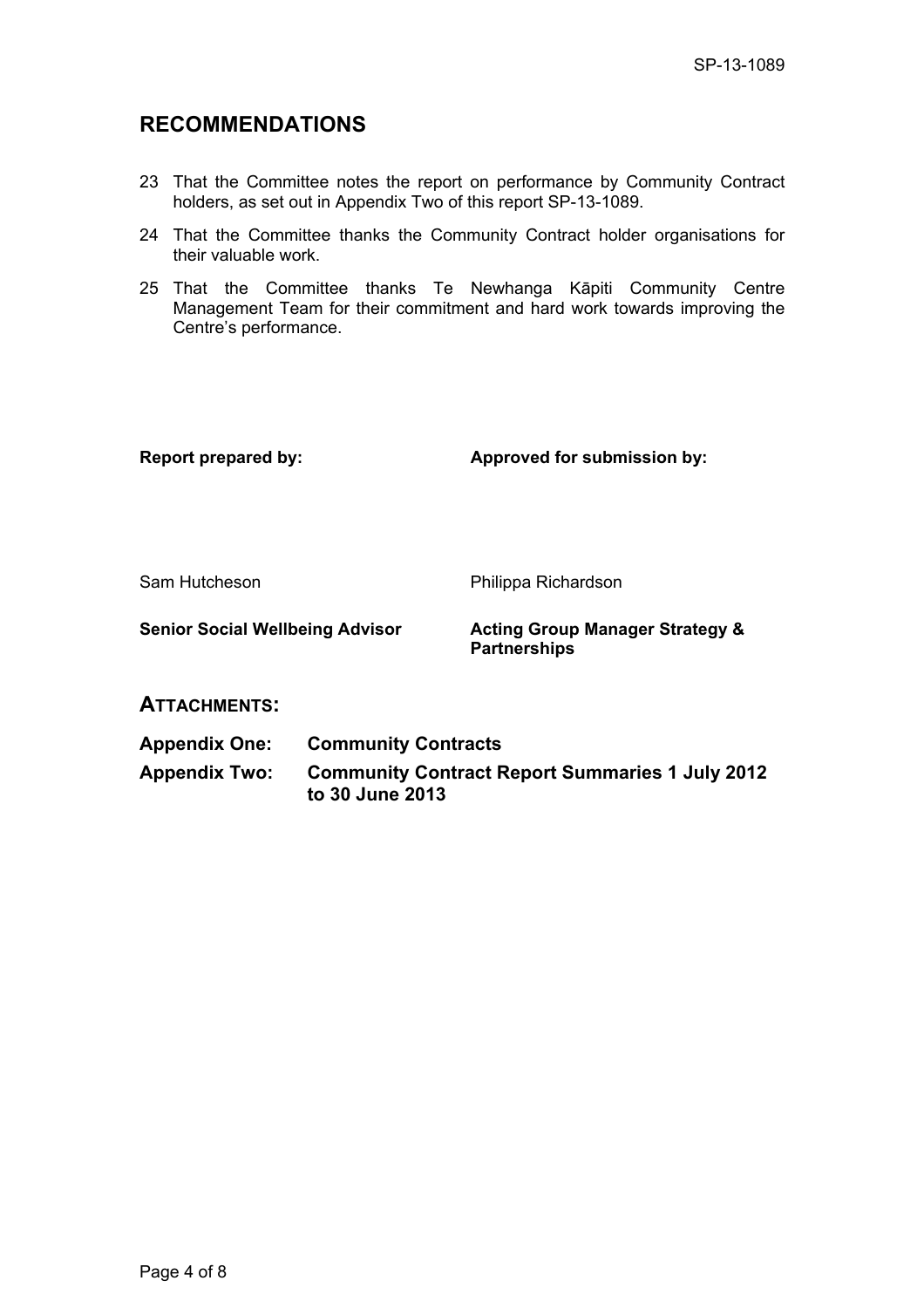## RECOMMENDATIONS

23 That the Committee notes the report on performance by Community Contract holders, as set out in Appendix Two of this report SP-13-1089.

24 That the Committee thanks the Community Contract holder organisations for their valuable work.

25 That the Committee thanks Te Newhanga Kāpiti Community Centre Management Team for their commitment and hard work towards improving the Centre's performance.

| **Report prepared by:** | **Approved for submission by:** |
| --- | --- |
| Sam Hutcheson | Philippa Richardson |
| **Senior Social Wellbeing Advisor** | **Acting Group Manager Strategy & Partnerships** |

## ATTACHMENTS:

**Appendix One:** **Community Contracts**

**Appendix Two:** **Community Contract Report Summaries 1 July 2012 to 30 June 2013**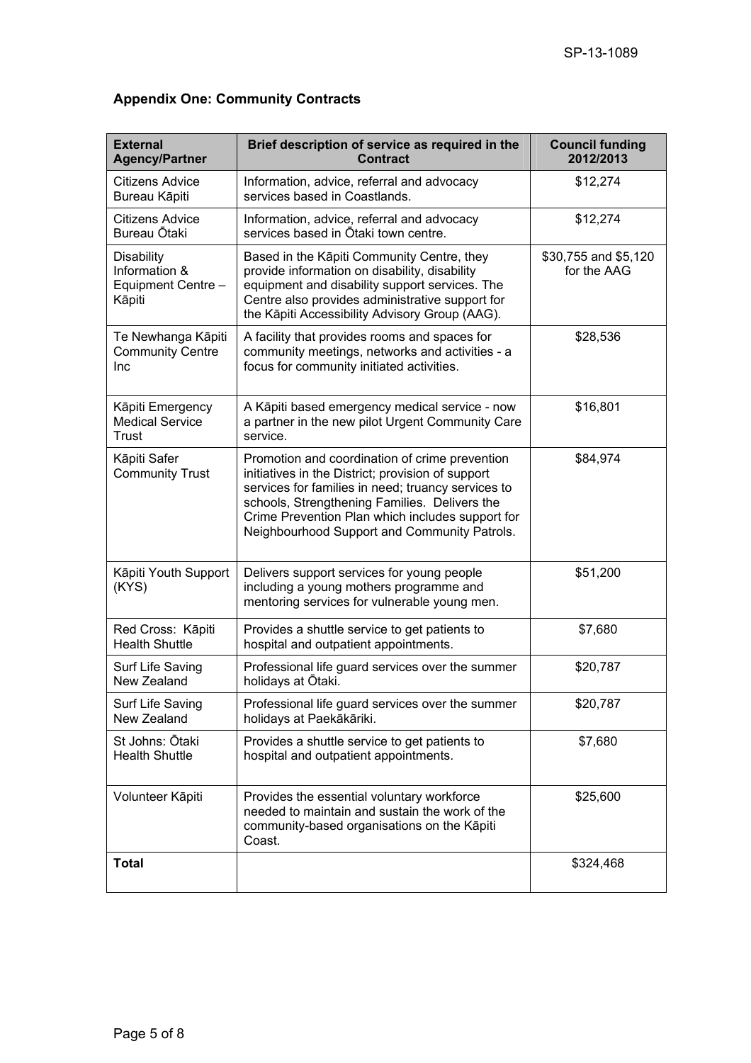## Appendix One: Community Contracts

| External Agency/Partner | Brief description of service as required in the Contract | Council funding 2012/2013 |
|---|---|---|
| Citizens Advice Bureau Kāpiti | Information, advice, referral and advocacy services based in Coastlands. | $12,274 |
| Citizens Advice Bureau Ōtaki | Information, advice, referral and advocacy services based in Ōtaki town centre. | $12,274 |
| Disability Information & Equipment Centre – Kāpiti | Based in the Kāpiti Community Centre, they provide information on disability, disability equipment and disability support services. The Centre also provides administrative support for the Kāpiti Accessibility Advisory Group (AAG). | $30,755 and $5,120 for the AAG |
| Te Newhanga Kāpiti Community Centre Inc | A facility that provides rooms and spaces for community meetings, networks and activities - a focus for community initiated activities. | $28,536 |
| Kāpiti Emergency Medical Service Trust | A Kāpiti based emergency medical service - now a partner in the new pilot Urgent Community Care service. | $16,801 |
| Kāpiti Safer Community Trust | Promotion and coordination of crime prevention initiatives in the District; provision of support services for families in need; truancy services to schools, Strengthening Families. Delivers the Crime Prevention Plan which includes support for Neighbourhood Support and Community Patrols. | $84,974 |
| Kāpiti Youth Support (KYS) | Delivers support services for young people including a young mothers programme and mentoring services for vulnerable young men. | $51,200 |
| Red Cross: Kāpiti Health Shuttle | Provides a shuttle service to get patients to hospital and outpatient appointments. | $7,680 |
| Surf Life Saving New Zealand | Professional life guard services over the summer holidays at Ōtaki. | $20,787 |
| Surf Life Saving New Zealand | Professional life guard services over the summer holidays at Paekākāriki. | $20,787 |
| St Johns: Ōtaki Health Shuttle | Provides a shuttle service to get patients to hospital and outpatient appointments. | $7,680 |
| Volunteer Kāpiti | Provides the essential voluntary workforce needed to maintain and sustain the work of the community-based organisations on the Kāpiti Coast. | $25,600 |
| **Total** | | $324,468 |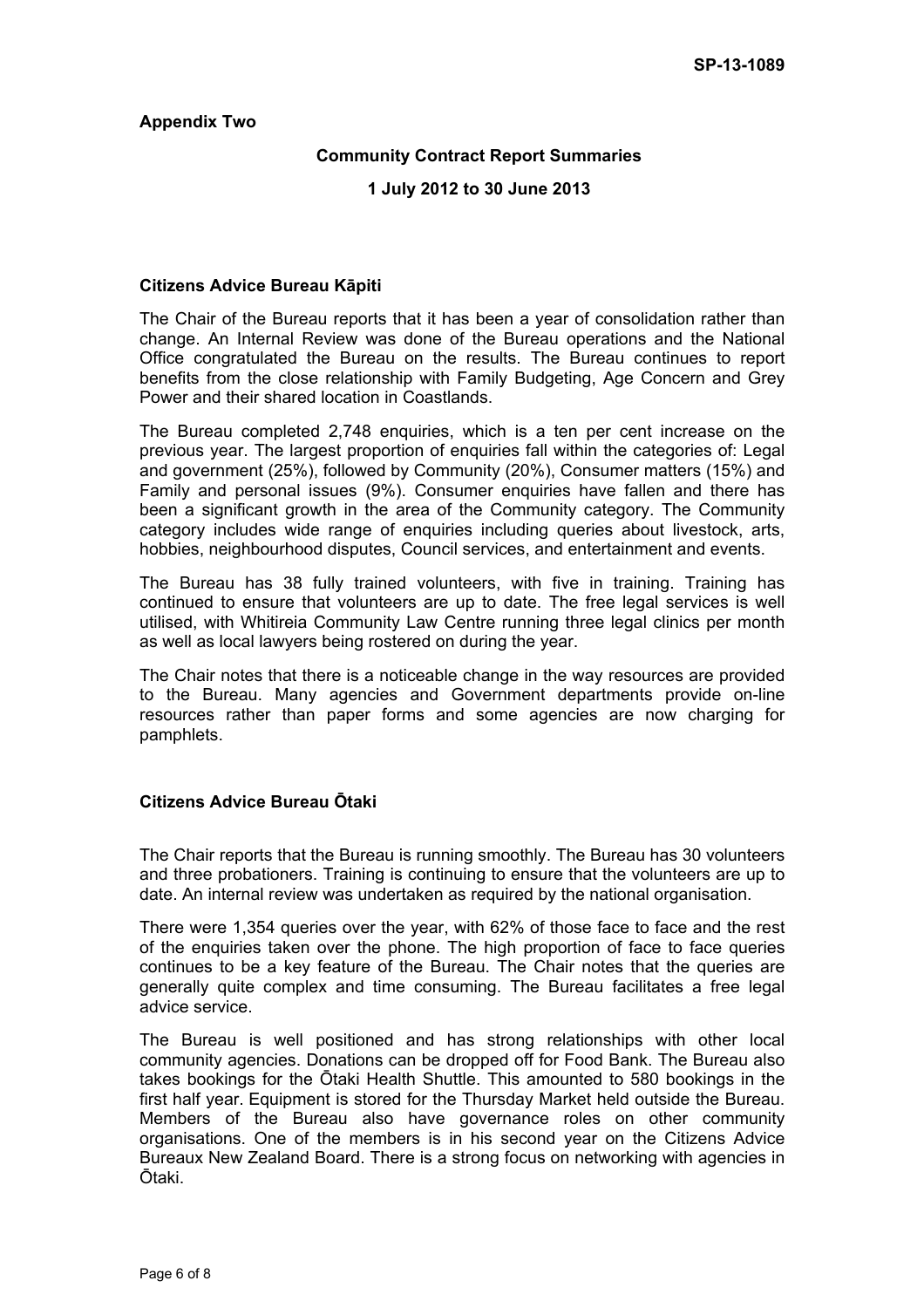SP-13-1089

**Appendix Two**

**Community Contract Report Summaries**

**1 July 2012 to 30 June 2013**

**Citizens Advice Bureau Kāpiti**

The Chair of the Bureau reports that it has been a year of consolidation rather than change. An Internal Review was done of the Bureau operations and the National Office congratulated the Bureau on the results. The Bureau continues to report benefits from the close relationship with Family Budgeting, Age Concern and Grey Power and their shared location in Coastlands.

The Bureau completed 2,748 enquiries, which is a ten per cent increase on the previous year. The largest proportion of enquiries fall within the categories of: Legal and government (25%), followed by Community (20%), Consumer matters (15%) and Family and personal issues (9%). Consumer enquiries have fallen and there has been a significant growth in the area of the Community category. The Community category includes wide range of enquiries including queries about livestock, arts, hobbies, neighbourhood disputes, Council services, and entertainment and events.

The Bureau has 38 fully trained volunteers, with five in training. Training has continued to ensure that volunteers are up to date. The free legal services is well utilised, with Whitireia Community Law Centre running three legal clinics per month as well as local lawyers being rostered on during the year.

The Chair notes that there is a noticeable change in the way resources are provided to the Bureau. Many agencies and Government departments provide on-line resources rather than paper forms and some agencies are now charging for pamphlets.

**Citizens Advice Bureau Ōtaki**

The Chair reports that the Bureau is running smoothly. The Bureau has 30 volunteers and three probationers. Training is continuing to ensure that the volunteers are up to date. An internal review was undertaken as required by the national organisation.

There were 1,354 queries over the year, with 62% of those face to face and the rest of the enquiries taken over the phone. The high proportion of face to face queries continues to be a key feature of the Bureau. The Chair notes that the queries are generally quite complex and time consuming. The Bureau facilitates a free legal advice service.

The Bureau is well positioned and has strong relationships with other local community agencies. Donations can be dropped off for Food Bank. The Bureau also takes bookings for the Ōtaki Health Shuttle. This amounted to 580 bookings in the first half year. Equipment is stored for the Thursday Market held outside the Bureau. Members of the Bureau also have governance roles on other community organisations. One of the members is in his second year on the Citizens Advice Bureaux New Zealand Board. There is a strong focus on networking with agencies in Ōtaki.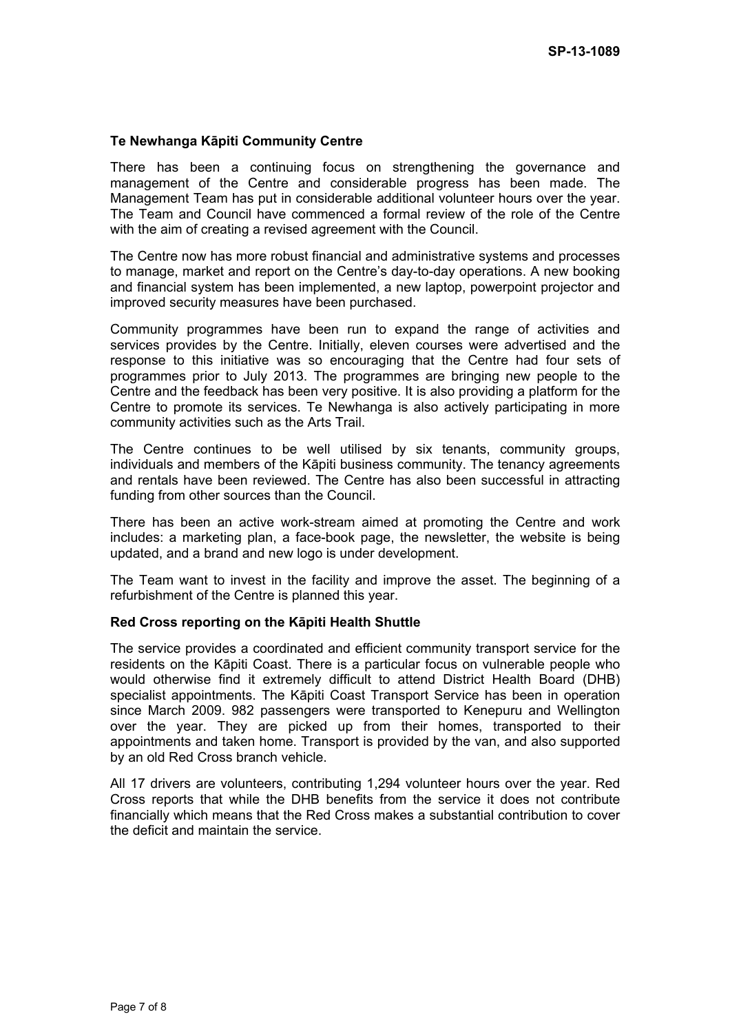### Te Newhanga Kāpiti Community Centre

There has been a continuing focus on strengthening the governance and management of the Centre and considerable progress has been made. The Management Team has put in considerable additional volunteer hours over the year. The Team and Council have commenced a formal review of the role of the Centre with the aim of creating a revised agreement with the Council.

The Centre now has more robust financial and administrative systems and processes to manage, market and report on the Centre's day-to-day operations. A new booking and financial system has been implemented, a new laptop, powerpoint projector and improved security measures have been purchased.

Community programmes have been run to expand the range of activities and services provides by the Centre. Initially, eleven courses were advertised and the response to this initiative was so encouraging that the Centre had four sets of programmes prior to July 2013. The programmes are bringing new people to the Centre and the feedback has been very positive. It is also providing a platform for the Centre to promote its services. Te Newhanga is also actively participating in more community activities such as the Arts Trail.

The Centre continues to be well utilised by six tenants, community groups, individuals and members of the Kāpiti business community. The tenancy agreements and rentals have been reviewed. The Centre has also been successful in attracting funding from other sources than the Council.

There has been an active work-stream aimed at promoting the Centre and work includes: a marketing plan, a face-book page, the newsletter, the website is being updated, and a brand and new logo is under development.

The Team want to invest in the facility and improve the asset. The beginning of a refurbishment of the Centre is planned this year.

### Red Cross reporting on the Kāpiti Health Shuttle

The service provides a coordinated and efficient community transport service for the residents on the Kāpiti Coast. There is a particular focus on vulnerable people who would otherwise find it extremely difficult to attend District Health Board (DHB) specialist appointments. The Kāpiti Coast Transport Service has been in operation since March 2009. 982 passengers were transported to Kenepuru and Wellington over the year. They are picked up from their homes, transported to their appointments and taken home. Transport is provided by the van, and also supported by an old Red Cross branch vehicle.

All 17 drivers are volunteers, contributing 1,294 volunteer hours over the year. Red Cross reports that while the DHB benefits from the service it does not contribute financially which means that the Red Cross makes a substantial contribution to cover the deficit and maintain the service.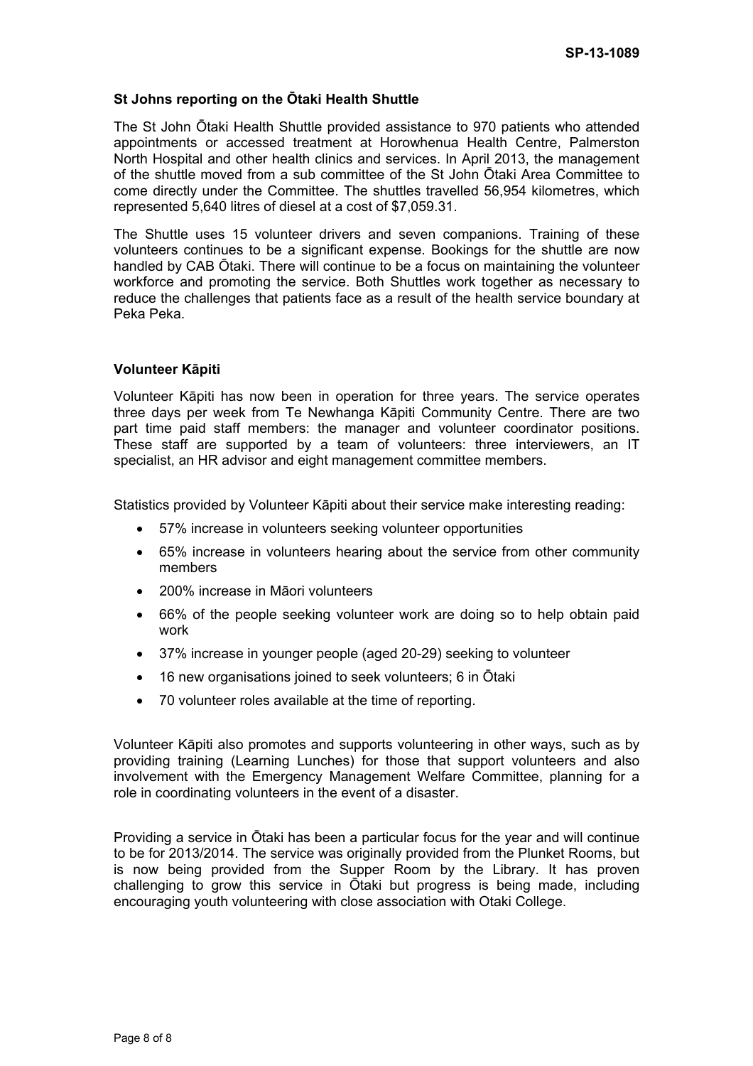**St Johns reporting on the Ōtaki Health Shuttle**

The St John Ōtaki Health Shuttle provided assistance to 970 patients who attended appointments or accessed treatment at Horowhenua Health Centre, Palmerston North Hospital and other health clinics and services. In April 2013, the management of the shuttle moved from a sub committee of the St John Ōtaki Area Committee to come directly under the Committee. The shuttles travelled 56,954 kilometres, which represented 5,640 litres of diesel at a cost of $7,059.31.

The Shuttle uses 15 volunteer drivers and seven companions. Training of these volunteers continues to be a significant expense. Bookings for the shuttle are now handled by CAB Ōtaki. There will continue to be a focus on maintaining the volunteer workforce and promoting the service. Both Shuttles work together as necessary to reduce the challenges that patients face as a result of the health service boundary at Peka Peka.

**Volunteer Kāpiti**

Volunteer Kāpiti has now been in operation for three years. The service operates three days per week from Te Newhanga Kāpiti Community Centre. There are two part time paid staff members: the manager and volunteer coordinator positions. These staff are supported by a team of volunteers: three interviewers, an IT specialist, an HR advisor and eight management committee members.

Statistics provided by Volunteer Kāpiti about their service make interesting reading:

- 57% increase in volunteers seeking volunteer opportunities
- 65% increase in volunteers hearing about the service from other community members
- 200% increase in Māori volunteers
- 66% of the people seeking volunteer work are doing so to help obtain paid work
- 37% increase in younger people (aged 20-29) seeking to volunteer
- 16 new organisations joined to seek volunteers; 6 in Ōtaki
- 70 volunteer roles available at the time of reporting.

Volunteer Kāpiti also promotes and supports volunteering in other ways, such as by providing training (Learning Lunches) for those that support volunteers and also involvement with the Emergency Management Welfare Committee, planning for a role in coordinating volunteers in the event of a disaster.

Providing a service in Ōtaki has been a particular focus for the year and will continue to be for 2013/2014. The service was originally provided from the Plunket Rooms, but is now being provided from the Supper Room by the Library. It has proven challenging to grow this service in Ōtaki but progress is being made, including encouraging youth volunteering with close association with Otaki College.